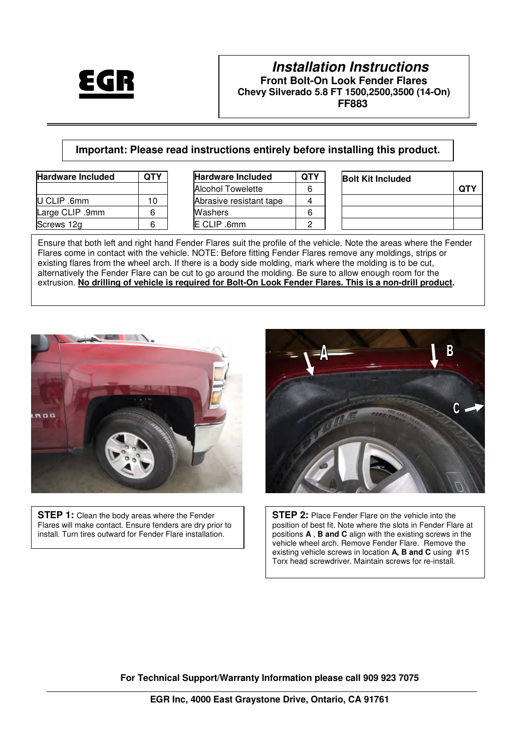EGR

# *Installation Instructions*

**Front Bolt-On Look Fender Flares**
**Chevy Silverado 5.8 FT 1500,2500,3500 (14-On)**
**FF883**

**Important: Please read instructions entirely before installing this product.**

| Hardware Included | QTY |
|---|---|
| | |
| U CLIP .6mm | 10 |
| Large CLIP .9mm | 6 |
| Screws 12g | 6 |

| Hardware Included | QTY |
|---|---|
| Alcohol Towelette | 6 |
| Abrasive resistant tape | 4 |
| Washers | 6 |
| E CLIP .6mm | 2 |

| Bolt Kit Included | QTY |
|---|---|
| | |
| | |
| | |

Ensure that both left and right hand Fender Flares suit the profile of the vehicle. Note the areas where the Fender Flares come in contact with the vehicle. NOTE: Before fitting Fender Flares remove any moldings, strips or existing flares from the wheel arch. If there is a body side molding, mark where the molding is to be cut, alternatively the Fender Flare can be cut to go around the molding. Be sure to allow enough room for the extrusion. **No drilling of vehicle is required for Bolt-On Look Fender Flares. This is a non-drill product.**

**STEP 1:** Clean the body areas where the Fender Flares will make contact. Ensure fenders are dry prior to install. Turn tires outward for Fender Flare installation.

**STEP 2:** Place Fender Flare on the vehicle into the position of best fit. Note where the slots in Fender Flare at positions **A** , **B and C** align with the existing screws in the vehicle wheel arch. Remove Fender Flare. Remove the existing vehicle screws in location **A, B and C** using #15 Torx head screwdriver. Maintain screws for re-install.

**For Technical Support/Warranty Information please call 909 923 7075**

**EGR Inc, 4000 East Graystone Drive, Ontario, CA 91761**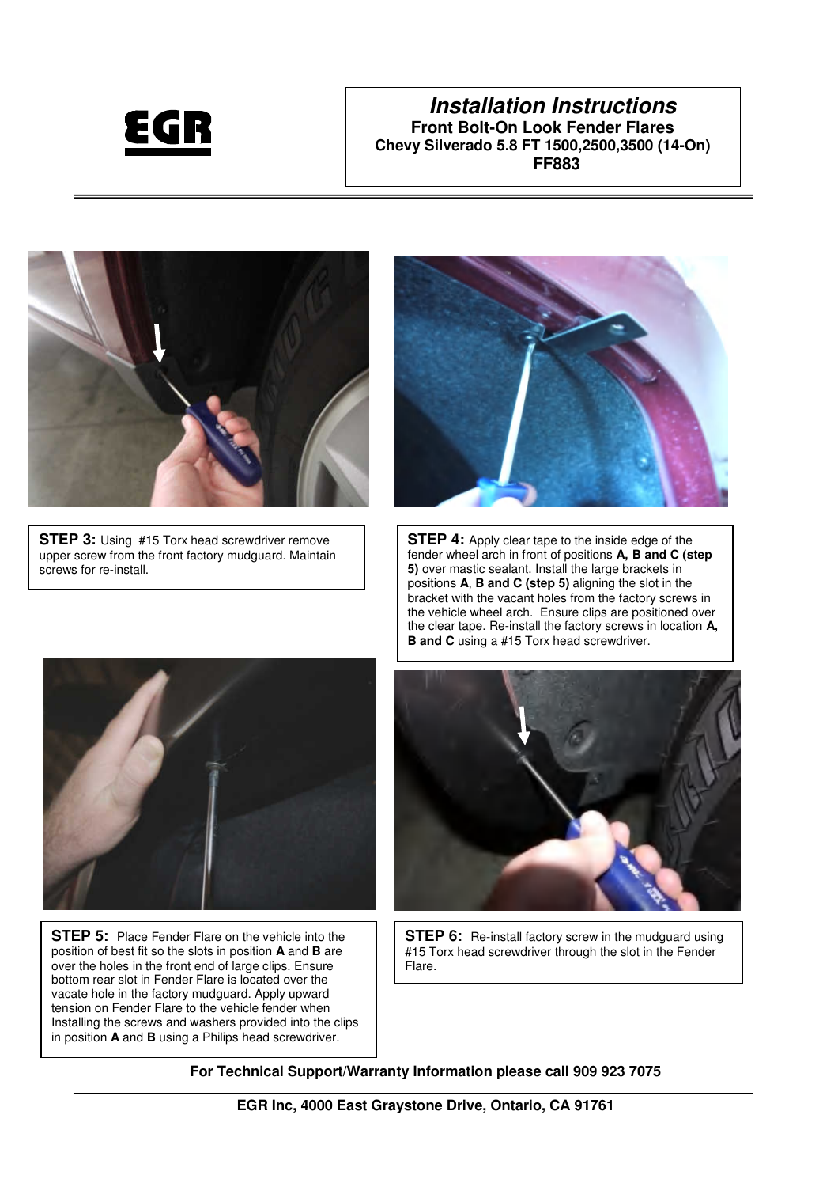**EGR**

# *Installation Instructions*

**Front Bolt-On Look Fender Flares**
**Chevy Silverado 5.8 FT 1500,2500,3500 (14-On)**
**FF883**

**STEP 3:** Using #15 Torx head screwdriver remove upper screw from the front factory mudguard. Maintain screws for re-install.

**STEP 4:** Apply clear tape to the inside edge of the fender wheel arch in front of positions **A, B and C (step 5)** over mastic sealant. Install the large brackets in positions **A**, **B and C (step 5)** aligning the slot in the bracket with the vacant holes from the factory screws in the vehicle wheel arch. Ensure clips are positioned over the clear tape. Re-install the factory screws in location **A, B and C** using a #15 Torx head screwdriver.

**STEP 5:** Place Fender Flare on the vehicle into the position of best fit so the slots in position **A** and **B** are over the holes in the front end of large clips. Ensure bottom rear slot in Fender Flare is located over the vacate hole in the factory mudguard. Apply upward tension on Fender Flare to the vehicle fender when Installing the screws and washers provided into the clips in position **A** and **B** using a Philips head screwdriver.

**STEP 6:** Re-install factory screw in the mudguard using #15 Torx head screwdriver through the slot in the Fender Flare.

**For Technical Support/Warranty Information please call 909 923 7075**

**EGR Inc, 4000 East Graystone Drive, Ontario, CA 91761**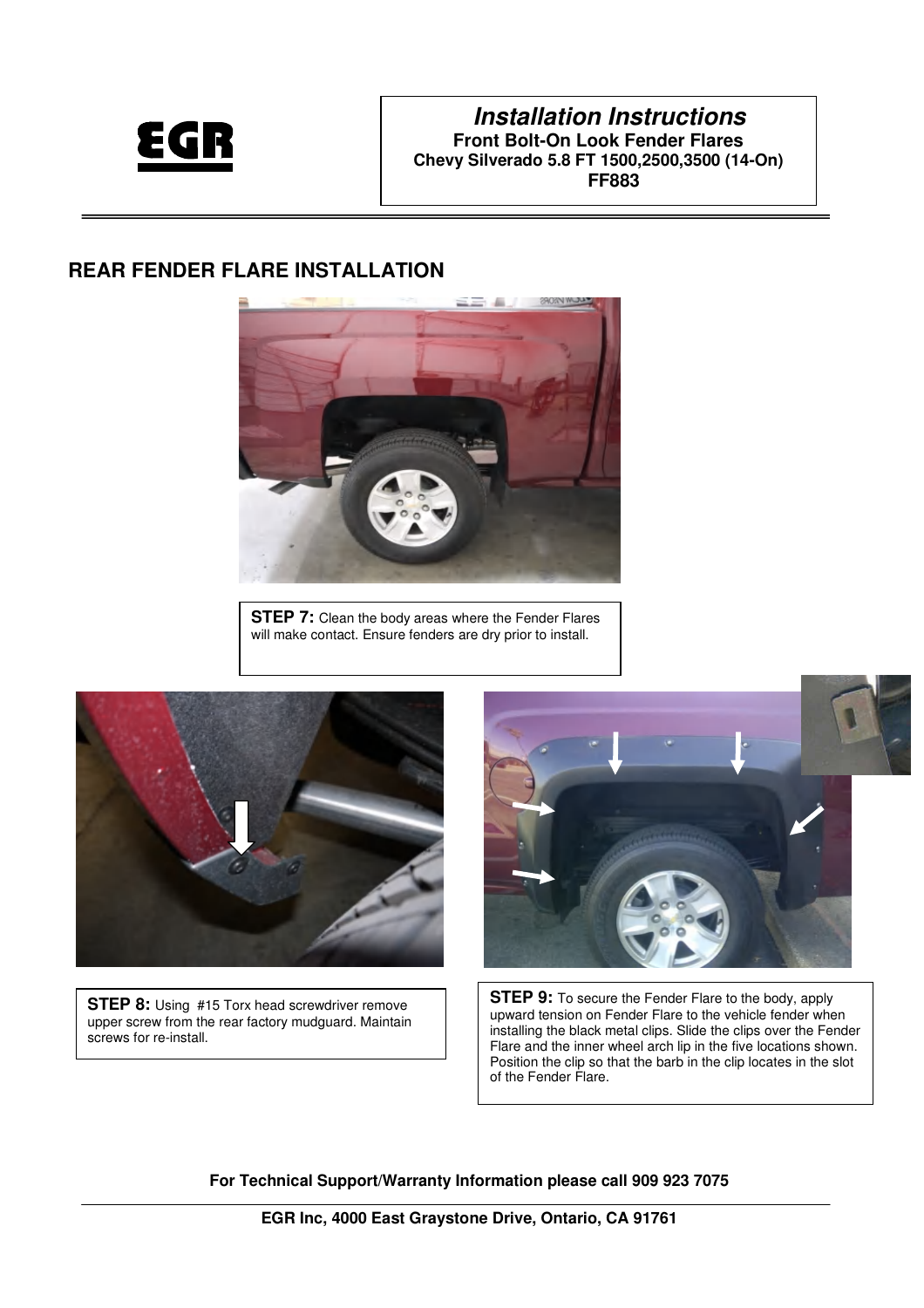# Installation Instructions

**Front Bolt-On Look Fender Flares**
**Chevy Silverado 5.8 FT 1500,2500,3500 (14-On)**
**FF883**

## REAR FENDER FLARE INSTALLATION

**STEP 7:** Clean the body areas where the Fender Flares will make contact. Ensure fenders are dry prior to install.

**STEP 8:** Using #15 Torx head screwdriver remove upper screw from the rear factory mudguard. Maintain screws for re-install.

**STEP 9:** To secure the Fender Flare to the body, apply upward tension on Fender Flare to the vehicle fender when installing the black metal clips. Slide the clips over the Fender Flare and the inner wheel arch lip in the five locations shown. Position the clip so that the barb in the clip locates in the slot of the Fender Flare.

**For Technical Support/Warranty Information please call 909 923 7075**

**EGR Inc, 4000 East Graystone Drive, Ontario, CA 91761**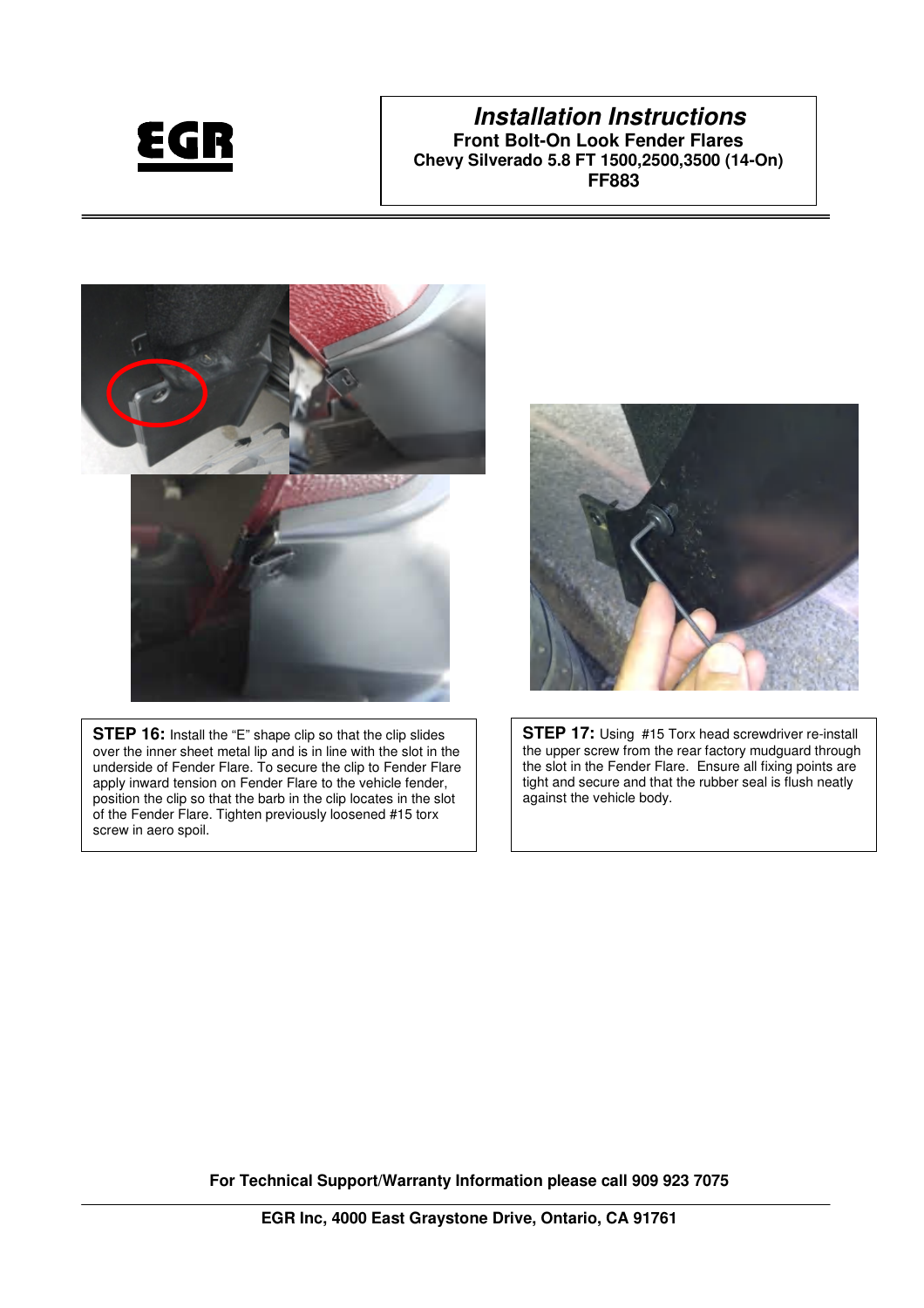**STEP 16:** Install the “E” shape clip so that the clip slides over the inner sheet metal lip and is in line with the slot in the underside of Fender Flare. To secure the clip to Fender Flare apply inward tension on Fender Flare to the vehicle fender, position the clip so that the barb in the clip locates in the slot of the Fender Flare. Tighten previously loosened #15 torx screw in aero spoil.

**STEP 17:** Using #15 Torx head screwdriver re-install the upper screw from the rear factory mudguard through the slot in the Fender Flare. Ensure all fixing points are tight and secure and that the rubber seal is flush neatly against the vehicle body.

**For Technical Support/Warranty Information please call 909 923 7075**

**EGR Inc, 4000 East Graystone Drive, Ontario, CA 91761**